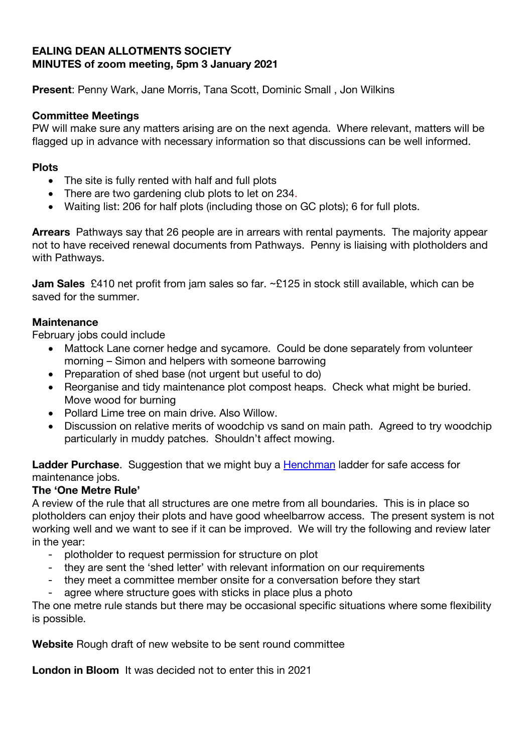**EALING DEAN ALLOTMENTS SOCIETY**
**MINUTES of zoom meeting, 5pm 3 January 2021**

**Present**: Penny Wark, Jane Morris, Tana Scott, Dominic Small , Jon Wilkins

**Committee Meetings**
PW will make sure any matters arising are on the next agenda. Where relevant, matters will be flagged up in advance with necessary information so that discussions can be well informed.

**Plots**

- The site is fully rented with half and full plots
- There are two gardening club plots to let on 234.
- Waiting list: 206 for half plots (including those on GC plots); 6 for full plots.

**Arrears** Pathways say that 26 people are in arrears with rental payments. The majority appear not to have received renewal documents from Pathways. Penny is liaising with plotholders and with Pathways.

**Jam Sales** £410 net profit from jam sales so far. ~£125 in stock still available, which can be saved for the summer.

**Maintenance**
February jobs could include

- Mattock Lane corner hedge and sycamore. Could be done separately from volunteer morning – Simon and helpers with someone barrowing
- Preparation of shed base (not urgent but useful to do)
- Reorganise and tidy maintenance plot compost heaps. Check what might be buried. Move wood for burning
- Pollard Lime tree on main drive. Also Willow.
- Discussion on relative merits of woodchip vs sand on main path. Agreed to try woodchip particularly in muddy patches. Shouldn't affect mowing.

**Ladder Purchase**. Suggestion that we might buy a Henchman ladder for safe access for maintenance jobs.

**The 'One Metre Rule'**
A review of the rule that all structures are one metre from all boundaries. This is in place so plotholders can enjoy their plots and have good wheelbarrow access. The present system is not working well and we want to see if it can be improved. We will try the following and review later in the year:

- plotholder to request permission for structure on plot
- they are sent the 'shed letter' with relevant information on our requirements
- they meet a committee member onsite for a conversation before they start
- agree where structure goes with sticks in place plus a photo

The one metre rule stands but there may be occasional specific situations where some flexibility is possible.

**Website** Rough draft of new website to be sent round committee

**London in Bloom** It was decided not to enter this in 2021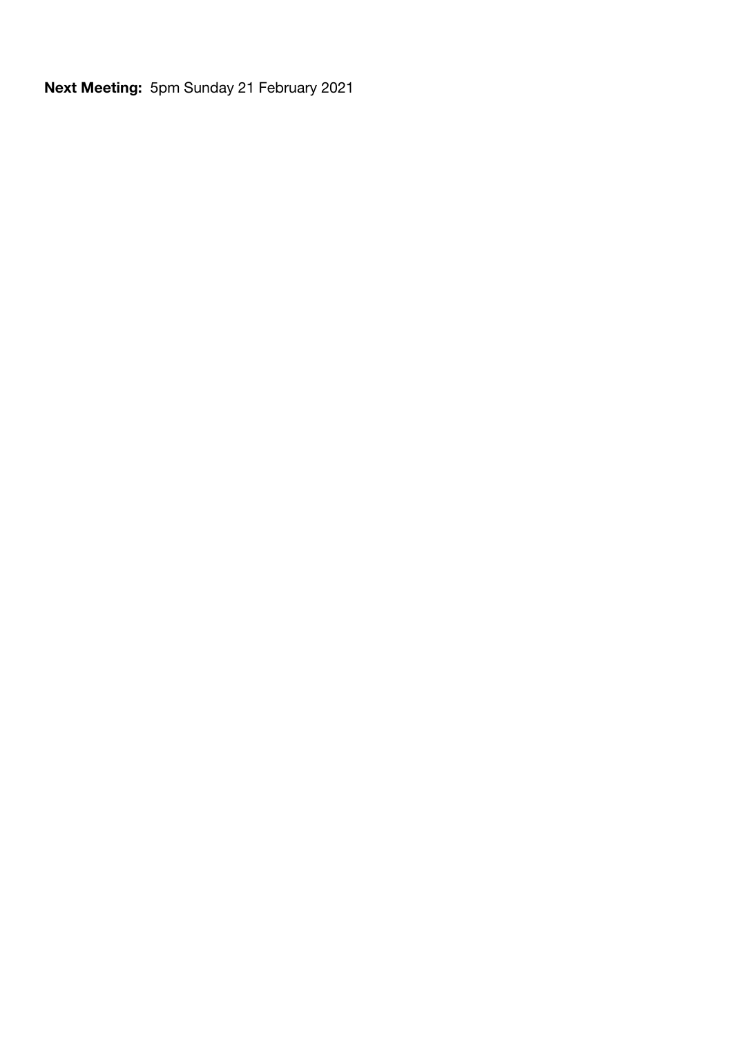**Next Meeting:** 5pm Sunday 21 February 2021